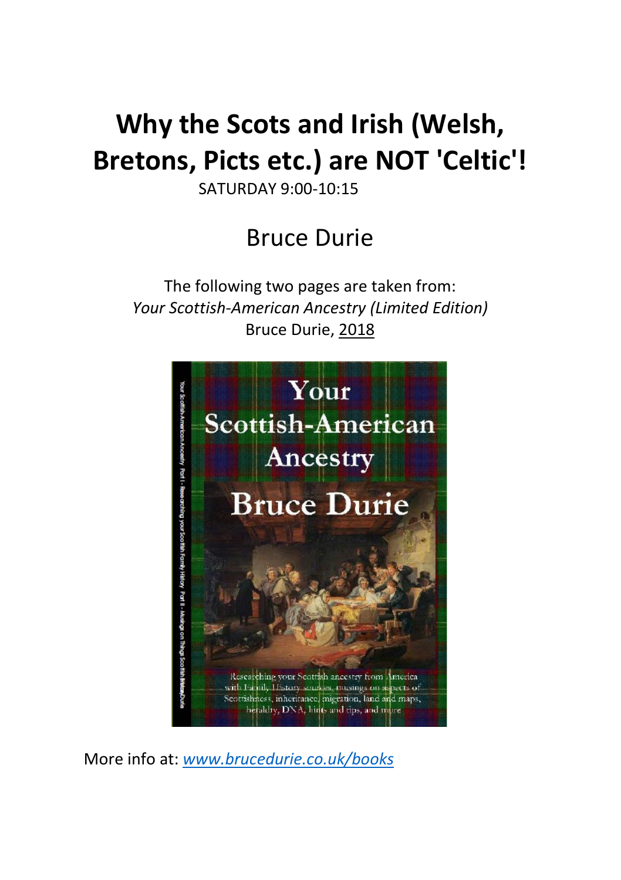# Why the Scots and Irish (Welsh, Bretons, Picts etc.) are NOT 'Celtic'!

SATURDAY 9:00-10:15

## Bruce Durie

The following two pages are taken from:
*Your Scottish-American Ancestry (Limited Edition)*
Bruce Durie, 2018

More info at: *www.brucedurie.co.uk/books*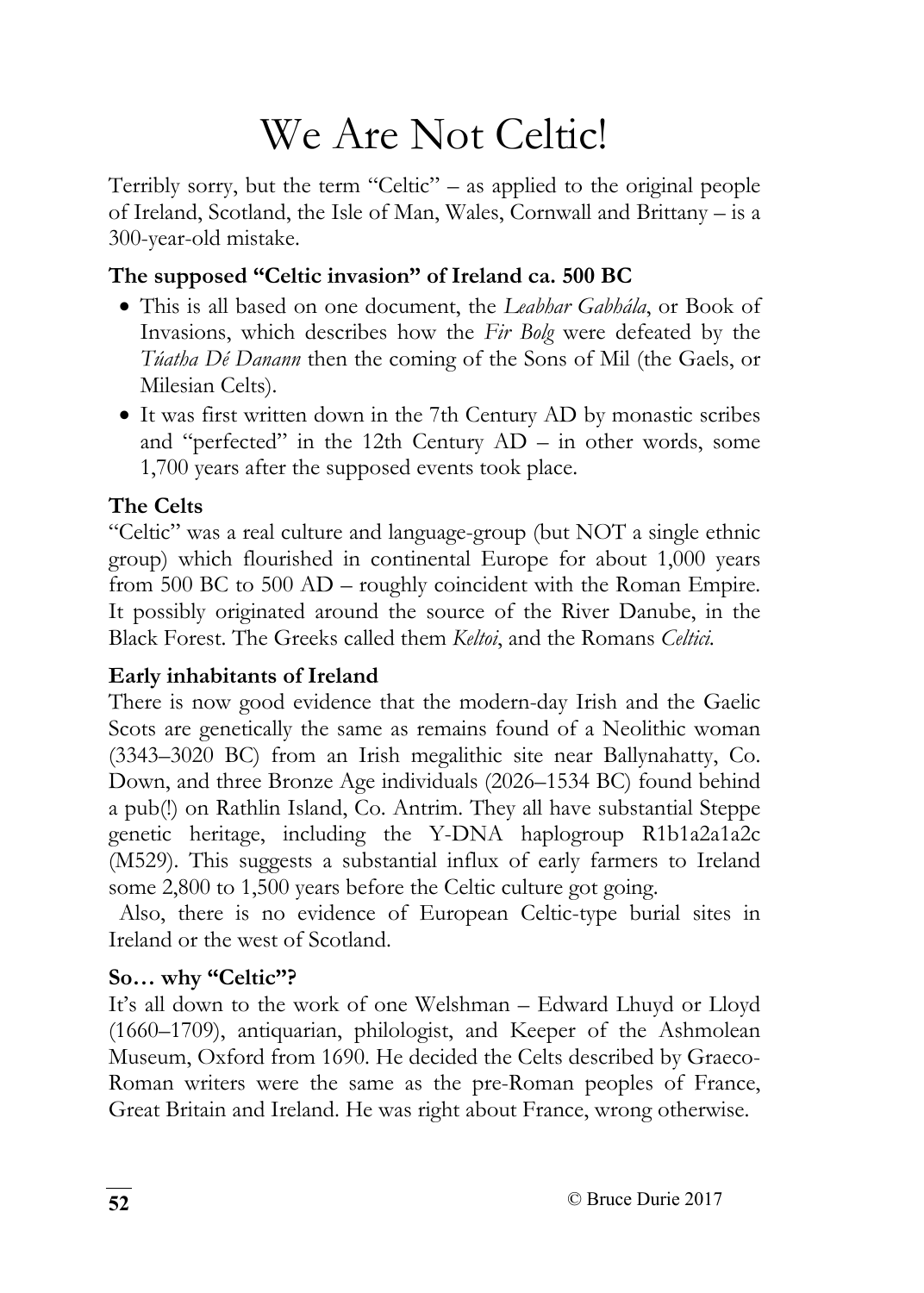# We Are Not Celtic!

Terribly sorry, but the term "Celtic" – as applied to the original people of Ireland, Scotland, the Isle of Man, Wales, Cornwall and Brittany – is a 300-year-old mistake.

### The supposed "Celtic invasion" of Ireland ca. 500 BC

- This is all based on one document, the *Leabhar Gabhála*, or Book of Invasions, which describes how the *Fir Bolg* were defeated by the *Túatha Dé Danann* then the coming of the Sons of Mil (the Gaels, or Milesian Celts).
- It was first written down in the 7th Century AD by monastic scribes and "perfected" in the 12th Century AD – in other words, some 1,700 years after the supposed events took place.

### The Celts

"Celtic" was a real culture and language-group (but NOT a single ethnic group) which flourished in continental Europe for about 1,000 years from 500 BC to 500 AD – roughly coincident with the Roman Empire. It possibly originated around the source of the River Danube, in the Black Forest. The Greeks called them *Keltoi*, and the Romans *Celtici*.

### Early inhabitants of Ireland

There is now good evidence that the modern-day Irish and the Gaelic Scots are genetically the same as remains found of a Neolithic woman (3343–3020 BC) from an Irish megalithic site near Ballynahatty, Co. Down, and three Bronze Age individuals (2026–1534 BC) found behind a pub(!) on Rathlin Island, Co. Antrim. They all have substantial Steppe genetic heritage, including the Y-DNA haplogroup R1b1a2a1a2c (M529). This suggests a substantial influx of early farmers to Ireland some 2,800 to 1,500 years before the Celtic culture got going.

Also, there is no evidence of European Celtic-type burial sites in Ireland or the west of Scotland.

### So… why "Celtic"?

It's all down to the work of one Welshman – Edward Lhuyd or Lloyd (1660–1709), antiquarian, philologist, and Keeper of the Ashmolean Museum, Oxford from 1690. He decided the Celts described by Graeco-Roman writers were the same as the pre-Roman peoples of France, Great Britain and Ireland. He was right about France, wrong otherwise.

© Bruce Durie 2017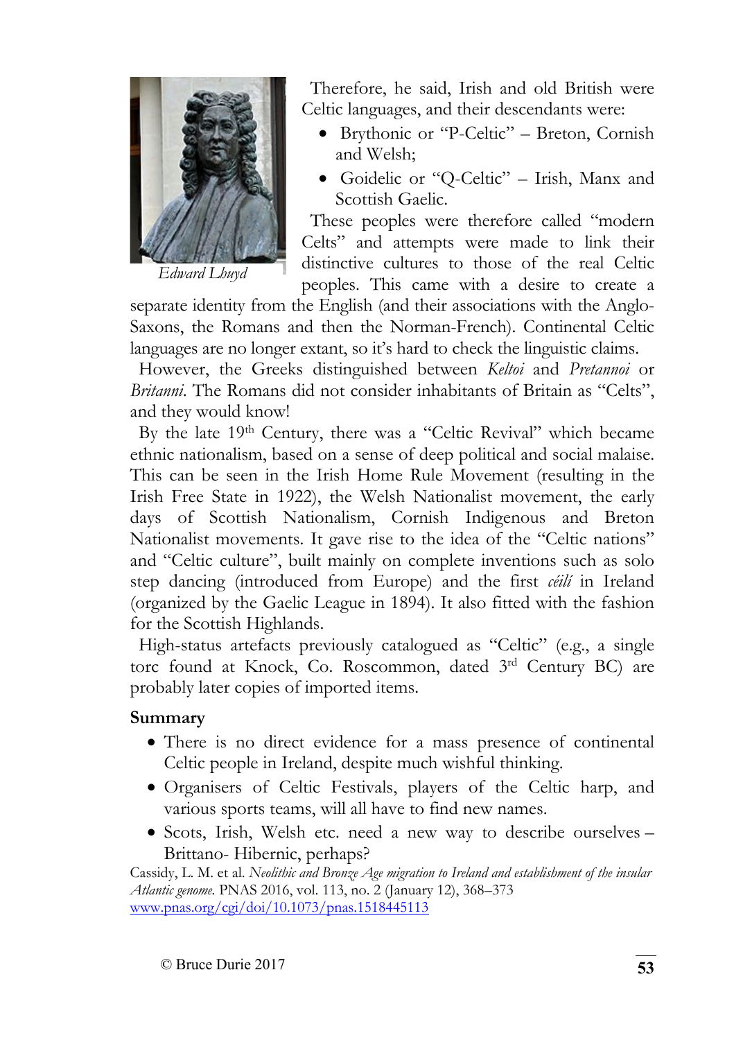Edward Lhuyd

Therefore, he said, Irish and old British were Celtic languages, and their descendants were:

- Brythonic or "P-Celtic" – Breton, Cornish and Welsh;
- Goidelic or "Q-Celtic" – Irish, Manx and Scottish Gaelic.

These peoples were therefore called "modern Celts" and attempts were made to link their distinctive cultures to those of the real Celtic peoples. This came with a desire to create a separate identity from the English (and their associations with the Anglo-Saxons, the Romans and then the Norman-French). Continental Celtic languages are no longer extant, so it's hard to check the linguistic claims.

However, the Greeks distinguished between *Keltoi* and *Pretannoi* or *Britanni*. The Romans did not consider inhabitants of Britain as "Celts", and they would know!

By the late 19th Century, there was a "Celtic Revival" which became ethnic nationalism, based on a sense of deep political and social malaise. This can be seen in the Irish Home Rule Movement (resulting in the Irish Free State in 1922), the Welsh Nationalist movement, the early days of Scottish Nationalism, Cornish Indigenous and Breton Nationalist movements. It gave rise to the idea of the "Celtic nations" and "Celtic culture", built mainly on complete inventions such as solo step dancing (introduced from Europe) and the first *céilí* in Ireland (organized by the Gaelic League in 1894). It also fitted with the fashion for the Scottish Highlands.

High-status artefacts previously catalogued as "Celtic" (e.g., a single torc found at Knock, Co. Roscommon, dated 3rd Century BC) are probably later copies of imported items.

## Summary

- There is no direct evidence for a mass presence of continental Celtic people in Ireland, despite much wishful thinking.
- Organisers of Celtic Festivals, players of the Celtic harp, and various sports teams, will all have to find new names.
- Scots, Irish, Welsh etc. need a new way to describe ourselves – Brittano- Hibernic, perhaps?

Cassidy, L. M. et al. *Neolithic and Bronze Age migration to Ireland and establishment of the insular Atlantic genome.* PNAS 2016, vol. 113, no. 2 (January 12), 368–373 www.pnas.org/cgi/doi/10.1073/pnas.1518445113

© Bruce Durie 2017